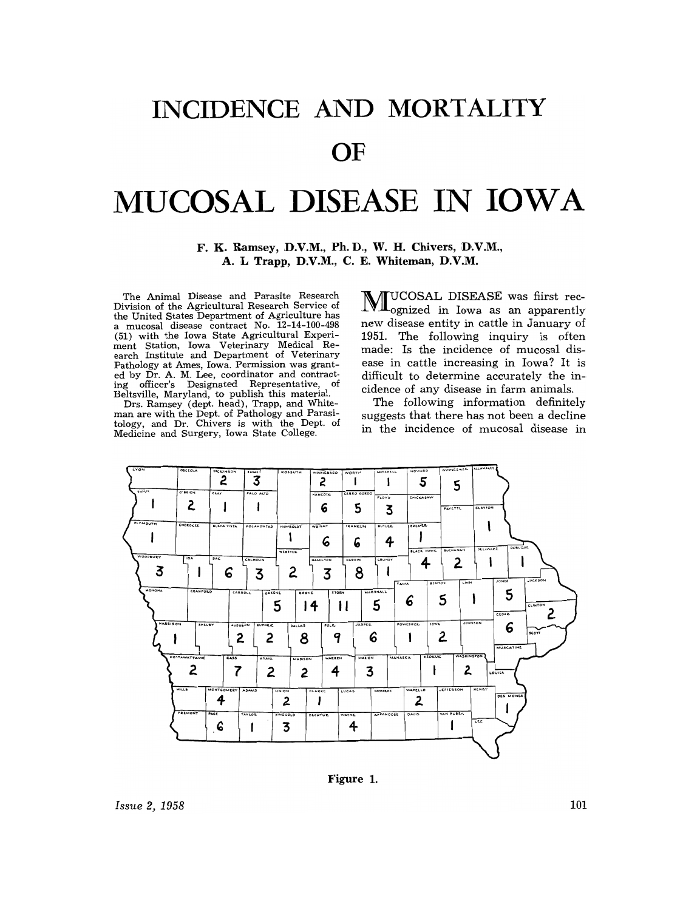# INCIDENCE AND MORTALITY OF MUCOSAL DISEASE IN IOWA

**F. K. Ramsey, D.V.M., Ph. D., W. H. Chivers, D.V.M., A. L Trapp, D.V.M., C. E. Whiteman, D.V.M.**

The Animal Disease and Parasite Research Division of the Agricultural Research Service of the United States Department of Agriculture has a mucosal disease contract No. 12-14-100-498 (51) with the Iowa State Agricultural Experiment Station, Iowa Veterinary Medical Research Institute and Department of Veterinary Pathology at Ames, Iowa. Permission was granted by Dr. A. M. Lee, coordinator and contracting officer's Designated Representative, of Beltsville, Maryland, to publish this material.

Drs. Ramsey (dept. head), Trapp, and Whiteman are with the Dept. of Pathology and Parasitology, and Dr. Chivers is with the Dept. of Medicine and Surgery, Iowa State College.

MUCOSAL DISEASE was fiirst recognized in Iowa as an apparently new disease entity in cattle in January of 1951. The following inquiry is often made: Is the incidence of mucosal disease in cattle increasing in Iowa? It is difficult to determine accurately the incidence of any disease in farm animals.

The following information definitely suggests that there has not been a decline in the incidence of mucosal disease in

Figure 1.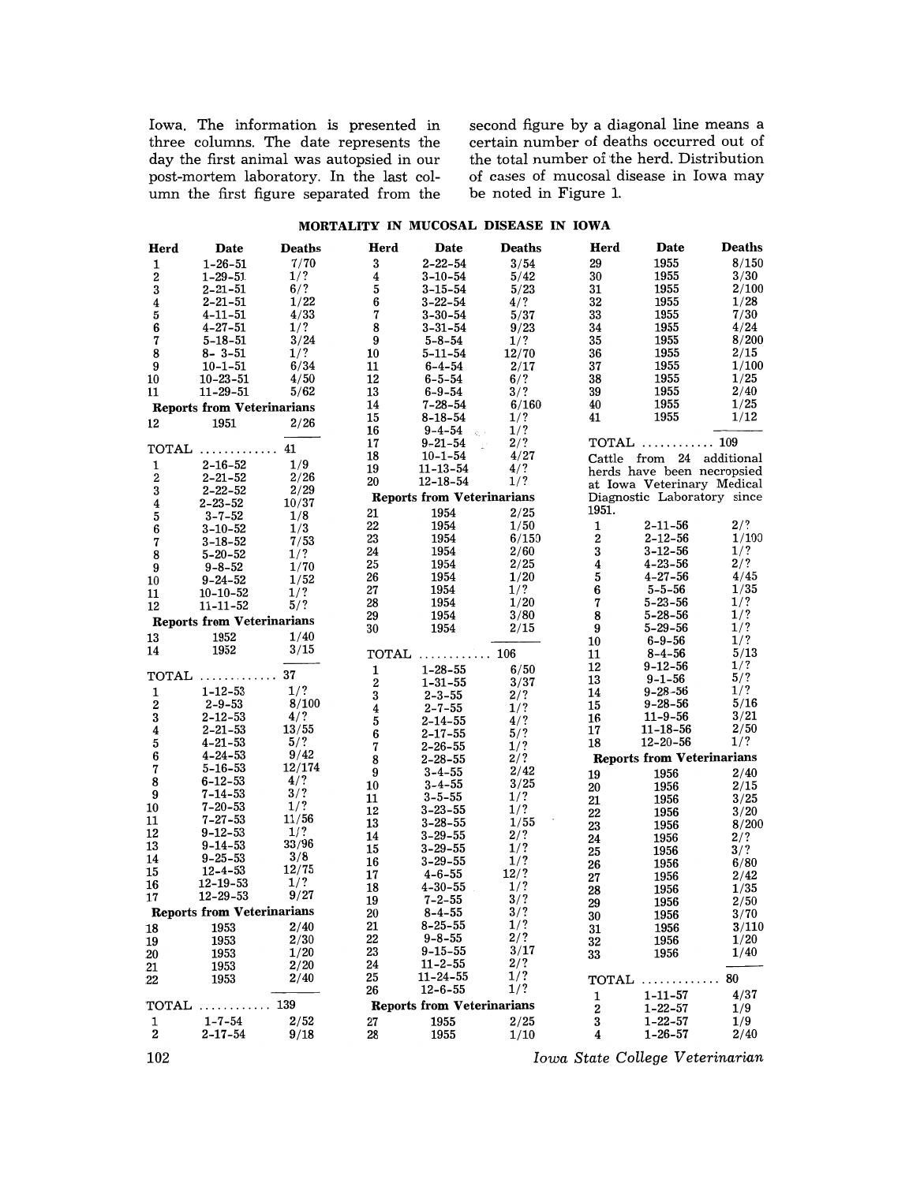Iowa. The information is presented in three columns. The date represents the day the first animal was autopsied in our post-mortem laboratory. In the last column the first figure separated from the second figure by a diagonal line means a certain number of deaths occurred out of the total number of the herd. Distribution of cases of mucosal disease in Iowa may be noted in Figure 1.

## MORTALITY IN MUCOSAL DISEASE IN IOWA

| Herd | Date | Deaths |
|---|---|---|
| 1 | 1-26-51 | 7/70 |
| 2 | 1-29-51 | 1/? |
| 3 | 2-21-51 | 6/? |
| 4 | 2-21-51 | 1/22 |
| 5 | 4-11-51 | 4/33 |
| 6 | 4-27-51 | 1/? |
| 7 | 5-18-51 | 3/24 |
| 8 | 8- 3-51 | 1/? |
| 9 | 10-1-51 | 6/34 |
| 10 | 10-23-51 | 4/50 |
| 11 | 11-29-51 | 5/62 |
| **Reports from Veterinarians** | | |
| 12 | 1951 | 2/26 |
| TOTAL | | 41 |
| 1 | 2-16-52 | 1/9 |
| 2 | 2-21-52 | 2/26 |
| 3 | 2-22-52 | 2/29 |
| 4 | 2-23-52 | 10/37 |
| 5 | 3-7-52 | 1/8 |
| 6 | 3-10-52 | 1/3 |
| 7 | 3-18-52 | 7/53 |
| 8 | 5-20-52 | 1/? |
| 9 | 9-8-52 | 1/70 |
| 10 | 9-24-52 | 1/52 |
| 11 | 10-10-52 | 1/? |
| 12 | 11-11-52 | 5/? |
| **Reports from Veterinarians** | | |
| 13 | 1952 | 1/40 |
| 14 | 1952 | 3/15 |
| TOTAL | | 37 |
| 1 | 1-12-53 | 1/? |
| 2 | 2-9-53 | 8/100 |
| 3 | 2-12-53 | 4/? |
| 4 | 2-21-53 | 13/55 |
| 5 | 4-21-53 | 5/? |
| 6 | 4-24-53 | 9/42 |
| 7 | 5-16-53 | 12/174 |
| 8 | 6-12-53 | 4/? |
| 9 | 7-14-53 | 3/? |
| 10 | 7-20-53 | 1/? |
| 11 | 7-27-53 | 11/56 |
| 12 | 9-12-53 | 1/? |
| 13 | 9-14-53 | 33/96 |
| 14 | 9-25-53 | 3/8 |
| 15 | 12-4-53 | 12/75 |
| 16 | 12-19-53 | 1/? |
| 17 | 12-29-53 | 9/27 |
| **Reports from Veterinarians** | | |
| 18 | 1953 | 2/40 |
| 19 | 1953 | 2/30 |
| 20 | 1953 | 1/20 |
| 21 | 1953 | 2/20 |
| 22 | 1953 | 2/40 |
| TOTAL | | 139 |
| 1 | 1-7-54 | 2/52 |
| 2 | 2-17-54 | 9/18 |
| 3 | 2-22-54 | 3/54 |
| 4 | 3-10-54 | 5/42 |
| 5 | 3-15-54 | 5/23 |
| 6 | 3-22-54 | 4/? |
| 7 | 3-30-54 | 5/37 |
| 8 | 3-31-54 | 9/23 |
| 9 | 5-8-54 | 1/? |
| 10 | 5-11-54 | 12/70 |
| 11 | 6-4-54 | 2/17 |
| 12 | 6-5-54 | 6/? |
| 13 | 6-9-54 | 3/? |
| 14 | 7-28-54 | 6/160 |
| 15 | 8-18-54 | 1/? |
| 16 | 9-4-54 | 1/? |
| 17 | 9-21-54 | 2/? |
| 18 | 10-1-54 | 4/27 |
| 19 | 11-13-54 | 4/? |
| 20 | 12-18-54 | 1/? |
| **Reports from Veterinarians** | | |
| 21 | 1954 | 2/25 |
| 22 | 1954 | 1/50 |
| 23 | 1954 | 6/150 |
| 24 | 1954 | 2/60 |
| 25 | 1954 | 2/25 |
| 26 | 1954 | 1/20 |
| 27 | 1954 | 1/? |
| 28 | 1954 | 1/20 |
| 29 | 1954 | 3/80 |
| 30 | 1954 | 2/15 |
| TOTAL | | 106 |
| 1 | 1-28-55 | 6/50 |
| 2 | 1-31-55 | 3/37 |
| 3 | 2-3-55 | 2/? |
| 4 | 2-7-55 | 1/? |
| 5 | 2-14-55 | 4/? |
| 6 | 2-17-55 | 5/? |
| 7 | 2-26-55 | 1/? |
| 8 | 2-28-55 | 2/? |
| 9 | 3-4-55 | 2/42 |
| 10 | 3-4-55 | 3/25 |
| 11 | 3-5-55 | 1/? |
| 12 | 3-23-55 | 1/? |
| 13 | 3-28-55 | 1/55 |
| 14 | 3-29-55 | 2/? |
| 15 | 3-29-55 | 1/? |
| 16 | 3-29-55 | 1/? |
| 17 | 4-6-55 | 12/? |
| 18 | 4-30-55 | 1/? |
| 19 | 7-2-55 | 3/? |
| 20 | 8-4-55 | 3/? |
| 21 | 8-25-55 | 1/? |
| 22 | 9-8-55 | 2/? |
| 23 | 9-15-55 | 3/17 |
| 24 | 11-2-55 | 2/? |
| 25 | 11-24-55 | 1/? |
| 26 | 12-6-55 | 1/? |
| **Reports from Veterinarians** | | |
| 27 | 1955 | 2/25 |
| 28 | 1955 | 1/10 |
| 29 | 1955 | 8/150 |
| 30 | 1955 | 3/30 |
| 31 | 1955 | 2/100 |
| 32 | 1955 | 1/28 |
| 33 | 1955 | 7/30 |
| 34 | 1955 | 4/24 |
| 35 | 1955 | 8/200 |
| 36 | 1955 | 2/15 |
| 37 | 1955 | 1/100 |
| 38 | 1955 | 1/25 |
| 39 | 1955 | 2/40 |
| 40 | 1955 | 1/25 |
| 41 | 1955 | 1/12 |
| TOTAL | | 109 |

Cattle from 24 additional herds have been necropsied at Iowa Veterinary Medical Diagnostic Laboratory since 1951.

| Herd | Date | Deaths |
|---|---|---|
| 1 | 2-11-56 | 2/? |
| 2 | 2-12-56 | 1/100 |
| 3 | 3-12-56 | 1/? |
| 4 | 4-23-56 | 2/? |
| 5 | 4-27-56 | 4/45 |
| 6 | 5-5-56 | 1/35 |
| 7 | 5-23-56 | 1/? |
| 8 | 5-28-56 | 1/? |
| 9 | 5-29-56 | 1/? |
| 10 | 6-9-56 | 1/? |
| 11 | 8-4-56 | 5/13 |
| 12 | 9-12-56 | 1/? |
| 13 | 9-1-56 | 5/? |
| 14 | 9-28-56 | 1/? |
| 15 | 9-28-56 | 5/16 |
| 16 | 11-9-56 | 3/21 |
| 17 | 11-18-56 | 2/50 |
| 18 | 12-20-56 | 1/? |
| **Reports from Veterinarians** | | |
| 19 | 1956 | 2/40 |
| 20 | 1956 | 2/15 |
| 21 | 1956 | 3/25 |
| 22 | 1956 | 3/20 |
| 23 | 1956 | 8/200 |
| 24 | 1956 | 2/? |
| 25 | 1956 | 3/? |
| 26 | 1956 | 6/80 |
| 27 | 1956 | 2/42 |
| 28 | 1956 | 1/35 |
| 29 | 1956 | 2/50 |
| 30 | 1956 | 3/70 |
| 31 | 1956 | 3/110 |
| 32 | 1956 | 1/20 |
| 33 | 1956 | 1/40 |
| TOTAL | | 80 |
| 1 | 1-11-57 | 4/37 |
| 2 | 1-22-57 | 1/9 |
| 3 | 1-22-57 | 1/9 |
| 4 | 1-26-57 | 2/40 |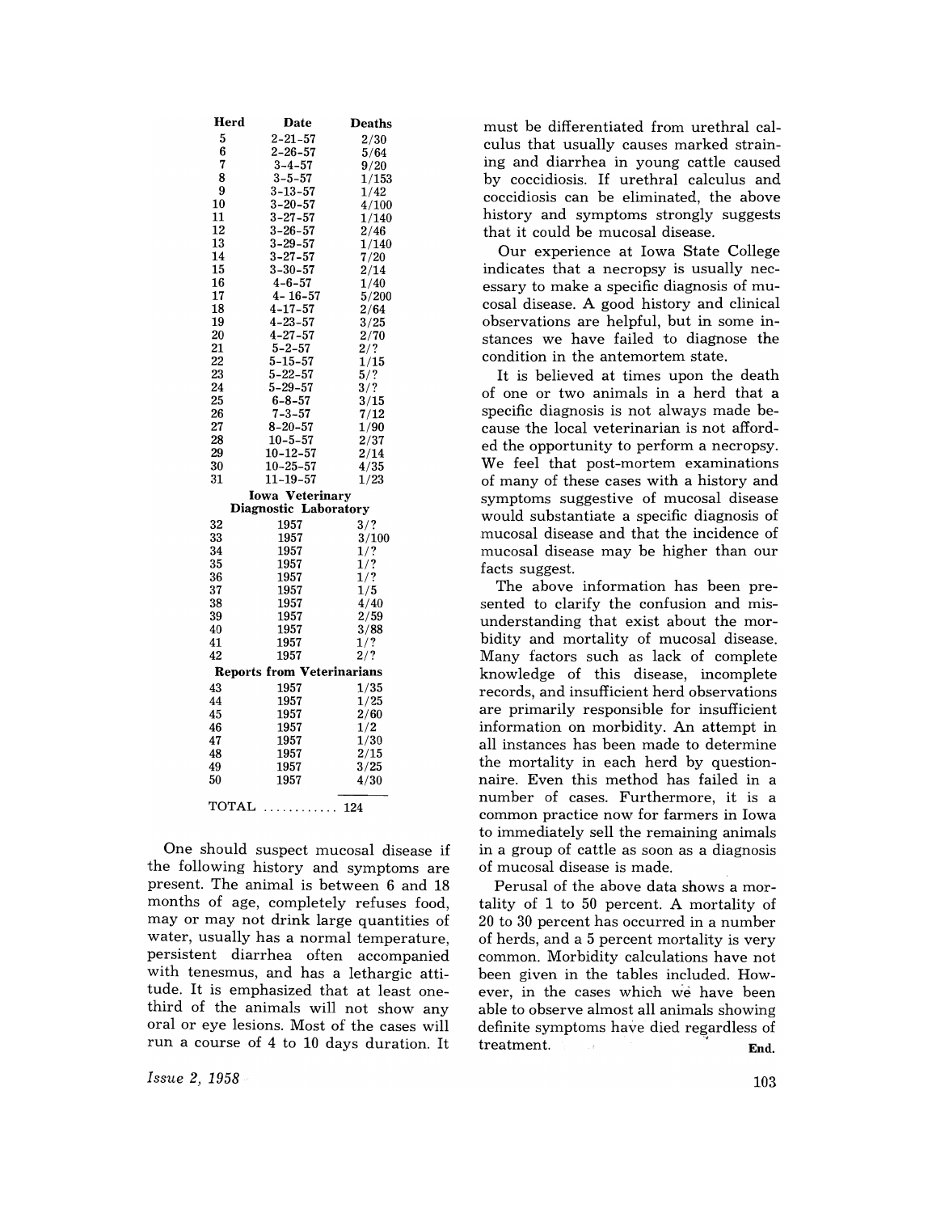| Herd | Date | Deaths |
|---|---|---|
| 5 | 2-21-57 | 2/30 |
| 6 | 2-26-57 | 5/64 |
| 7 | 3-4-57 | 9/20 |
| 8 | 3-5-57 | 1/153 |
| 9 | 3-13-57 | 1/42 |
| 10 | 3-20-57 | 4/100 |
| 11 | 3-27-57 | 1/140 |
| 12 | 3-26-57 | 2/46 |
| 13 | 3-29-57 | 1/140 |
| 14 | 3-27-57 | 7/20 |
| 15 | 3-30-57 | 2/14 |
| 16 | 4-6-57 | 1/40 |
| 17 | 4- 16-57 | 5/200 |
| 18 | 4-17-57 | 2/64 |
| 19 | 4-23-57 | 3/25 |
| 20 | 4-27-57 | 2/70 |
| 21 | 5-2-57 | 2/? |
| 22 | 5-15-57 | 1/15 |
| 23 | 5-22-57 | 5/? |
| 24 | 5-29-57 | 3/? |
| 25 | 6-8-57 | 3/15 |
| 26 | 7-3-57 | 7/12 |
| 27 | 8-20-57 | 1/90 |
| 28 | 10-5-57 | 2/37 |
| 29 | 10-12-57 | 2/14 |
| 30 | 10-25-57 | 4/35 |
| 31 | 11-19-57 | 1/23 |
| **Iowa Veterinary Diagnostic Laboratory** | | |
| 32 | 1957 | 3/? |
| 33 | 1957 | 3/100 |
| 34 | 1957 | 1/? |
| 35 | 1957 | 1/? |
| 36 | 1957 | 1/? |
| 37 | 1957 | 1/5 |
| 38 | 1957 | 4/40 |
| 39 | 1957 | 2/59 |
| 40 | 1957 | 3/88 |
| 41 | 1957 | 1/? |
| 42 | 1957 | 2/? |
| **Reports from Veterinarians** | | |
| 43 | 1957 | 1/35 |
| 44 | 1957 | 1/25 |
| 45 | 1957 | 2/60 |
| 46 | 1957 | 1/2 |
| 47 | 1957 | 1/30 |
| 48 | 1957 | 2/15 |
| 49 | 1957 | 3/25 |
| 50 | 1957 | 4/30 |
| TOTAL ............ | | 124 |

One should suspect mucosal disease if the following history and symptoms are present. The animal is between 6 and 18 months of age, completely refuses food, may or may not drink large quantities of water, usually has a normal temperature, persistent diarrhea often accompanied with tenesmus, and has a lethargic attitude. It is emphasized that at least one-third of the animals will not show any oral or eye lesions. Most of the cases will run a course of 4 to 10 days duration. It must be differentiated from urethral calculus that usually causes marked straining and diarrhea in young cattle caused by coccidiosis. If urethral calculus and coccidiosis can be eliminated, the above history and symptoms strongly suggests that it could be mucosal disease.

Our experience at Iowa State College indicates that a necropsy is usually necessary to make a specific diagnosis of mucosal disease. A good history and clinical observations are helpful, but in some instances we have failed to diagnose the condition in the antemortem state.

It is believed at times upon the death of one or two animals in a herd that a specific diagnosis is not always made because the local veterinarian is not afforded the opportunity to perform a necropsy. We feel that post-mortem examinations of many of these cases with a history and symptoms suggestive of mucosal disease would substantiate a specific diagnosis of mucosal disease and that the incidence of mucosal disease may be higher than our facts suggest.

The above information has been presented to clarify the confusion and misunderstanding that exist about the morbidity and mortality of mucosal disease. Many factors such as lack of complete knowledge of this disease, incomplete records, and insufficient herd observations are primarily responsible for insufficient information on morbidity. An attempt in all instances has been made to determine the mortality in each herd by questionnaire. Even this method has failed in a number of cases. Furthermore, it is a common practice now for farmers in Iowa to immediately sell the remaining animals in a group of cattle as soon as a diagnosis of mucosal disease is made.

Perusal of the above data shows a mortality of 1 to 50 percent. A mortality of 20 to 30 percent has occurred in a number of herds, and a 5 percent mortality is very common. Morbidity calculations have not been given in the tables included. However, in the cases which we have been able to observe almost all animals showing definite symptoms have died regardless of treatment.

**End.**